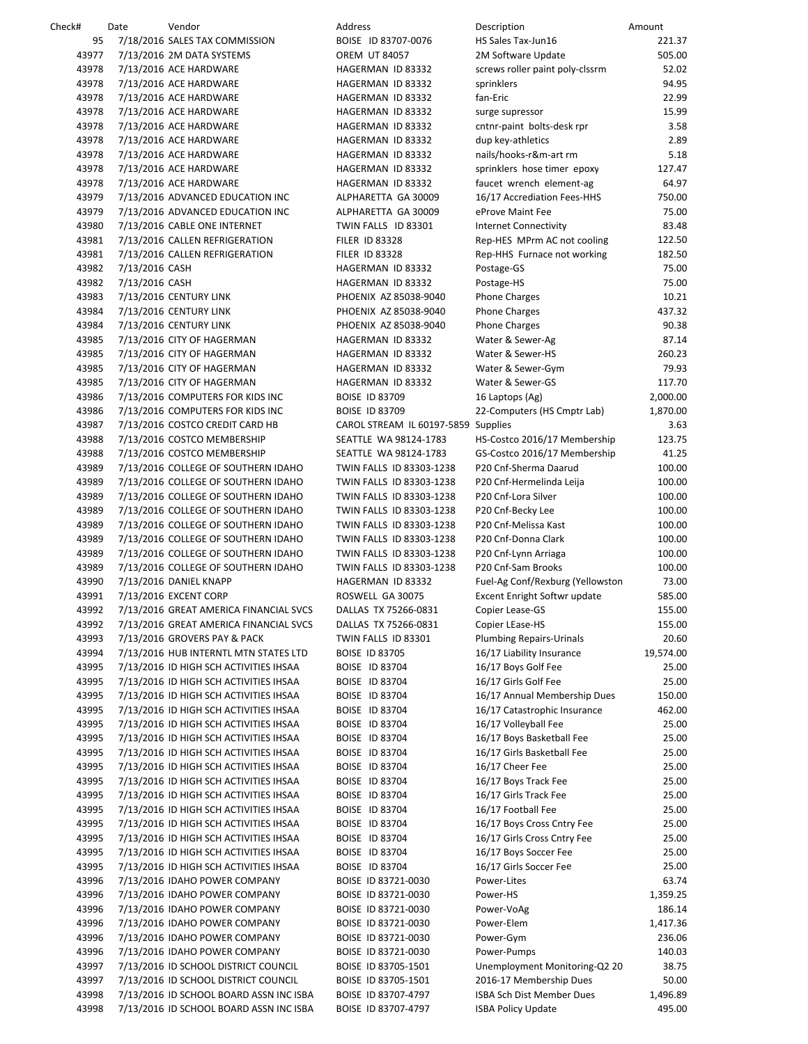| Check# | Date | Vendor | Address | Description | Amount |
|---|---|---|---|---|---|
| 95 | 7/18/2016 | SALES TAX COMMISSION | BOISE ID 83707-0076 | HS Sales Tax-Jun16 | 221.37 |
| 43977 | 7/13/2016 | 2M DATA SYSTEMS | OREM UT 84057 | 2M Software Update | 505.00 |
| 43978 | 7/13/2016 | ACE HARDWARE | HAGERMAN ID 83332 | screws roller paint poly-clssrm | 52.02 |
| 43978 | 7/13/2016 | ACE HARDWARE | HAGERMAN ID 83332 | sprinklers | 94.95 |
| 43978 | 7/13/2016 | ACE HARDWARE | HAGERMAN ID 83332 | fan-Eric | 22.99 |
| 43978 | 7/13/2016 | ACE HARDWARE | HAGERMAN ID 83332 | surge supressor | 15.99 |
| 43978 | 7/13/2016 | ACE HARDWARE | HAGERMAN ID 83332 | cntnr-paint bolts-desk rpr | 3.58 |
| 43978 | 7/13/2016 | ACE HARDWARE | HAGERMAN ID 83332 | dup key-athletics | 2.89 |
| 43978 | 7/13/2016 | ACE HARDWARE | HAGERMAN ID 83332 | nails/hooks-r&m-art rm | 5.18 |
| 43978 | 7/13/2016 | ACE HARDWARE | HAGERMAN ID 83332 | sprinklers hose timer epoxy | 127.47 |
| 43978 | 7/13/2016 | ACE HARDWARE | HAGERMAN ID 83332 | faucet wrench element-ag | 64.97 |
| 43979 | 7/13/2016 | ADVANCED EDUCATION INC | ALPHARETTA GA 30009 | 16/17 Accrediation Fees-HHS | 750.00 |
| 43979 | 7/13/2016 | ADVANCED EDUCATION INC | ALPHARETTA GA 30009 | eProve Maint Fee | 75.00 |
| 43980 | 7/13/2016 | CABLE ONE INTERNET | TWIN FALLS ID 83301 | Internet Connectivity | 83.48 |
| 43981 | 7/13/2016 | CALLEN REFRIGERATION | FILER ID 83328 | Rep-HES MPrm AC not cooling | 122.50 |
| 43981 | 7/13/2016 | CALLEN REFRIGERATION | FILER ID 83328 | Rep-HHS Furnace not working | 182.50 |
| 43982 | 7/13/2016 | CASH | HAGERMAN ID 83332 | Postage-GS | 75.00 |
| 43982 | 7/13/2016 | CASH | HAGERMAN ID 83332 | Postage-HS | 75.00 |
| 43983 | 7/13/2016 | CENTURY LINK | PHOENIX AZ 85038-9040 | Phone Charges | 10.21 |
| 43984 | 7/13/2016 | CENTURY LINK | PHOENIX AZ 85038-9040 | Phone Charges | 437.32 |
| 43984 | 7/13/2016 | CENTURY LINK | PHOENIX AZ 85038-9040 | Phone Charges | 90.38 |
| 43985 | 7/13/2016 | CITY OF HAGERMAN | HAGERMAN ID 83332 | Water & Sewer-Ag | 87.14 |
| 43985 | 7/13/2016 | CITY OF HAGERMAN | HAGERMAN ID 83332 | Water & Sewer-HS | 260.23 |
| 43985 | 7/13/2016 | CITY OF HAGERMAN | HAGERMAN ID 83332 | Water & Sewer-Gym | 79.93 |
| 43985 | 7/13/2016 | CITY OF HAGERMAN | HAGERMAN ID 83332 | Water & Sewer-GS | 117.70 |
| 43986 | 7/13/2016 | COMPUTERS FOR KIDS INC | BOISE ID 83709 | 16 Laptops (Ag) | 2,000.00 |
| 43986 | 7/13/2016 | COMPUTERS FOR KIDS INC | BOISE ID 83709 | 22-Computers (HS Cmptr Lab) | 1,870.00 |
| 43987 | 7/13/2016 | COSTCO CREDIT CARD HB | CAROL STREAM IL 60197-5859 | Supplies | 3.63 |
| 43988 | 7/13/2016 | COSTCO MEMBERSHIP | SEATTLE WA 98124-1783 | HS-Costco 2016/17 Membership | 123.75 |
| 43988 | 7/13/2016 | COSTCO MEMBERSHIP | SEATTLE WA 98124-1783 | GS-Costco 2016/17 Membership | 41.25 |
| 43989 | 7/13/2016 | COLLEGE OF SOUTHERN IDAHO | TWIN FALLS ID 83303-1238 | P20 Cnf-Sherma Daarud | 100.00 |
| 43989 | 7/13/2016 | COLLEGE OF SOUTHERN IDAHO | TWIN FALLS ID 83303-1238 | P20 Cnf-Hermelinda Leija | 100.00 |
| 43989 | 7/13/2016 | COLLEGE OF SOUTHERN IDAHO | TWIN FALLS ID 83303-1238 | P20 Cnf-Lora Silver | 100.00 |
| 43989 | 7/13/2016 | COLLEGE OF SOUTHERN IDAHO | TWIN FALLS ID 83303-1238 | P20 Cnf-Becky Lee | 100.00 |
| 43989 | 7/13/2016 | COLLEGE OF SOUTHERN IDAHO | TWIN FALLS ID 83303-1238 | P20 Cnf-Melissa Kast | 100.00 |
| 43989 | 7/13/2016 | COLLEGE OF SOUTHERN IDAHO | TWIN FALLS ID 83303-1238 | P20 Cnf-Donna Clark | 100.00 |
| 43989 | 7/13/2016 | COLLEGE OF SOUTHERN IDAHO | TWIN FALLS ID 83303-1238 | P20 Cnf-Lynn Arriaga | 100.00 |
| 43989 | 7/13/2016 | COLLEGE OF SOUTHERN IDAHO | TWIN FALLS ID 83303-1238 | P20 Cnf-Sam Brooks | 100.00 |
| 43990 | 7/13/2016 | DANIEL KNAPP | HAGERMAN ID 83332 | Fuel-Ag Conf/Rexburg (Yellowston | 73.00 |
| 43991 | 7/13/2016 | EXCENT CORP | ROSWELL GA 30075 | Excent Enright Softwr update | 585.00 |
| 43992 | 7/13/2016 | GREAT AMERICA FINANCIAL SVCS | DALLAS TX 75266-0831 | Copier Lease-GS | 155.00 |
| 43992 | 7/13/2016 | GREAT AMERICA FINANCIAL SVCS | DALLAS TX 75266-0831 | Copier LEase-HS | 155.00 |
| 43993 | 7/13/2016 | GROVERS PAY & PACK | TWIN FALLS ID 83301 | Plumbing Repairs-Urinals | 20.60 |
| 43994 | 7/13/2016 | HUB INTERNTL MTN STATES LTD | BOISE ID 83705 | 16/17 Liability Insurance | 19,574.00 |
| 43995 | 7/13/2016 | ID HIGH SCH ACTIVITIES IHSAA | BOISE ID 83704 | 16/17 Boys Golf Fee | 25.00 |
| 43995 | 7/13/2016 | ID HIGH SCH ACTIVITIES IHSAA | BOISE ID 83704 | 16/17 Girls Golf Fee | 25.00 |
| 43995 | 7/13/2016 | ID HIGH SCH ACTIVITIES IHSAA | BOISE ID 83704 | 16/17 Annual Membership Dues | 150.00 |
| 43995 | 7/13/2016 | ID HIGH SCH ACTIVITIES IHSAA | BOISE ID 83704 | 16/17 Catastrophic Insurance | 462.00 |
| 43995 | 7/13/2016 | ID HIGH SCH ACTIVITIES IHSAA | BOISE ID 83704 | 16/17 Volleyball Fee | 25.00 |
| 43995 | 7/13/2016 | ID HIGH SCH ACTIVITIES IHSAA | BOISE ID 83704 | 16/17 Boys Basketball Fee | 25.00 |
| 43995 | 7/13/2016 | ID HIGH SCH ACTIVITIES IHSAA | BOISE ID 83704 | 16/17 Girls Basketball Fee | 25.00 |
| 43995 | 7/13/2016 | ID HIGH SCH ACTIVITIES IHSAA | BOISE ID 83704 | 16/17 Cheer Fee | 25.00 |
| 43995 | 7/13/2016 | ID HIGH SCH ACTIVITIES IHSAA | BOISE ID 83704 | 16/17 Boys Track Fee | 25.00 |
| 43995 | 7/13/2016 | ID HIGH SCH ACTIVITIES IHSAA | BOISE ID 83704 | 16/17 Girls Track Fee | 25.00 |
| 43995 | 7/13/2016 | ID HIGH SCH ACTIVITIES IHSAA | BOISE ID 83704 | 16/17 Football Fee | 25.00 |
| 43995 | 7/13/2016 | ID HIGH SCH ACTIVITIES IHSAA | BOISE ID 83704 | 16/17 Boys Cross Cntry Fee | 25.00 |
| 43995 | 7/13/2016 | ID HIGH SCH ACTIVITIES IHSAA | BOISE ID 83704 | 16/17 Girls Cross Cntry Fee | 25.00 |
| 43995 | 7/13/2016 | ID HIGH SCH ACTIVITIES IHSAA | BOISE ID 83704 | 16/17 Boys Soccer Fee | 25.00 |
| 43995 | 7/13/2016 | ID HIGH SCH ACTIVITIES IHSAA | BOISE ID 83704 | 16/17 Girls Soccer Fee | 25.00 |
| 43996 | 7/13/2016 | IDAHO POWER COMPANY | BOISE ID 83721-0030 | Power-Lites | 63.74 |
| 43996 | 7/13/2016 | IDAHO POWER COMPANY | BOISE ID 83721-0030 | Power-HS | 1,359.25 |
| 43996 | 7/13/2016 | IDAHO POWER COMPANY | BOISE ID 83721-0030 | Power-VoAg | 186.14 |
| 43996 | 7/13/2016 | IDAHO POWER COMPANY | BOISE ID 83721-0030 | Power-Elem | 1,417.36 |
| 43996 | 7/13/2016 | IDAHO POWER COMPANY | BOISE ID 83721-0030 | Power-Gym | 236.06 |
| 43996 | 7/13/2016 | IDAHO POWER COMPANY | BOISE ID 83721-0030 | Power-Pumps | 140.03 |
| 43997 | 7/13/2016 | ID SCHOOL DISTRICT COUNCIL | BOISE ID 83705-1501 | Unemployment Monitoring-Q2 20 | 38.75 |
| 43997 | 7/13/2016 | ID SCHOOL DISTRICT COUNCIL | BOISE ID 83705-1501 | 2016-17 Membership Dues | 50.00 |
| 43998 | 7/13/2016 | ID SCHOOL BOARD ASSN INC ISBA | BOISE ID 83707-4797 | ISBA Sch Dist Member Dues | 1,496.89 |
| 43998 | 7/13/2016 | ID SCHOOL BOARD ASSN INC ISBA | BOISE ID 83707-4797 | ISBA Policy Update | 495.00 |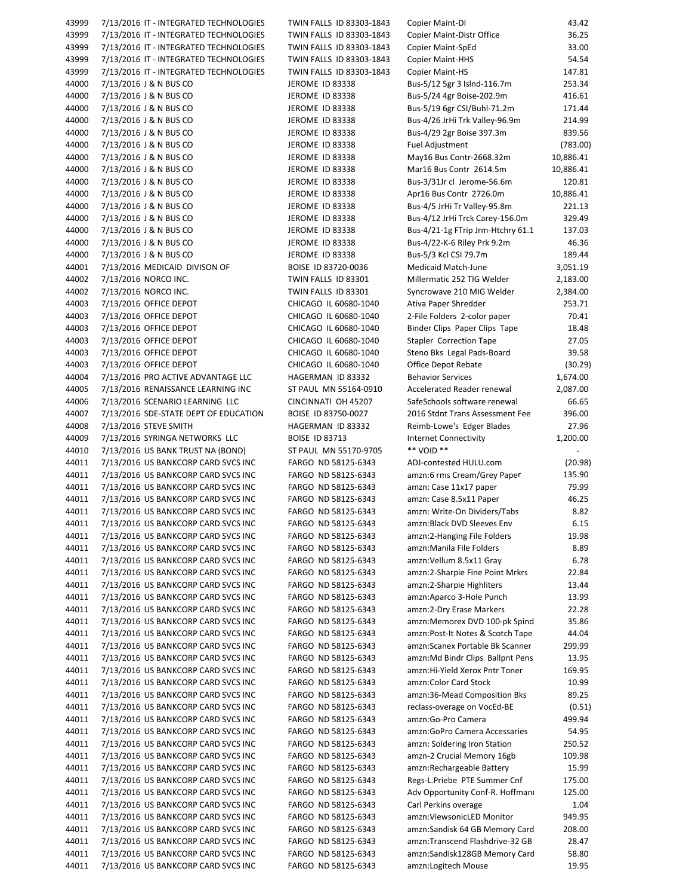| | | | | | |
|---|---|---|---|---|---|
| 43999 | 7/13/2016 IT - INTEGRATED TECHNOLOGIES | TWIN FALLS ID 83303-1843 | Copier Maint-DI | 43.42 |
| 43999 | 7/13/2016 IT - INTEGRATED TECHNOLOGIES | TWIN FALLS ID 83303-1843 | Copier Maint-Distr Office | 36.25 |
| 43999 | 7/13/2016 IT - INTEGRATED TECHNOLOGIES | TWIN FALLS ID 83303-1843 | Copier Maint-SpEd | 33.00 |
| 43999 | 7/13/2016 IT - INTEGRATED TECHNOLOGIES | TWIN FALLS ID 83303-1843 | Copier Maint-HHS | 54.54 |
| 43999 | 7/13/2016 IT - INTEGRATED TECHNOLOGIES | TWIN FALLS ID 83303-1843 | Copier Maint-HS | 147.81 |
| 44000 | 7/13/2016 J & N BUS CO | JEROME ID 83338 | Bus-5/12 5gr 3 Islnd-116.7m | 253.34 |
| 44000 | 7/13/2016 J & N BUS CO | JEROME ID 83338 | Bus-5/24 4gr Boise-202.9m | 416.61 |
| 44000 | 7/13/2016 J & N BUS CO | JEROME ID 83338 | Bus-5/19 6gr CSI/Buhl-71.2m | 171.44 |
| 44000 | 7/13/2016 J & N BUS CO | JEROME ID 83338 | Bus-4/26 JrHi Trk Valley-96.9m | 214.99 |
| 44000 | 7/13/2016 J & N BUS CO | JEROME ID 83338 | Bus-4/29 2gr Boise 397.3m | 839.56 |
| 44000 | 7/13/2016 J & N BUS CO | JEROME ID 83338 | Fuel Adjustment | (783.00) |
| 44000 | 7/13/2016 J & N BUS CO | JEROME ID 83338 | May16 Bus Contr-2668.32m | 10,886.41 |
| 44000 | 7/13/2016 J & N BUS CO | JEROME ID 83338 | Mar16 Bus Contr 2614.5m | 10,886.41 |
| 44000 | 7/13/2016 J & N BUS CO | JEROME ID 83338 | Bus-3/31Jr cl Jerome-56.6m | 120.81 |
| 44000 | 7/13/2016 J & N BUS CO | JEROME ID 83338 | Apr16 Bus Contr 2726.0m | 10,886.41 |
| 44000 | 7/13/2016 J & N BUS CO | JEROME ID 83338 | Bus-4/5 JrHi Tr Valley-95.8m | 221.13 |
| 44000 | 7/13/2016 J & N BUS CO | JEROME ID 83338 | Bus-4/12 JrHi Trck Carey-156.0m | 329.49 |
| 44000 | 7/13/2016 J & N BUS CO | JEROME ID 83338 | Bus-4/21-1g FTrip Jrm-Htchry 61.1 | 137.03 |
| 44000 | 7/13/2016 J & N BUS CO | JEROME ID 83338 | Bus-4/22-K-6 Riley Prk 9.2m | 46.36 |
| 44000 | 7/13/2016 J & N BUS CO | JEROME ID 83338 | Bus-5/3 Kcl CSI 79.7m | 189.44 |
| 44001 | 7/13/2016 MEDICAID DIVISON OF | BOISE ID 83720-0036 | Medicaid Match-June | 3,051.19 |
| 44002 | 7/13/2016 NORCO INC. | TWIN FALLS ID 83301 | Millermatic 252 TIG Welder | 2,183.00 |
| 44002 | 7/13/2016 NORCO INC. | TWIN FALLS ID 83301 | Syncrowave 210 MIG Welder | 2,384.00 |
| 44003 | 7/13/2016 OFFICE DEPOT | CHICAGO IL 60680-1040 | Ativa Paper Shredder | 253.71 |
| 44003 | 7/13/2016 OFFICE DEPOT | CHICAGO IL 60680-1040 | 2-File Folders 2-color paper | 70.41 |
| 44003 | 7/13/2016 OFFICE DEPOT | CHICAGO IL 60680-1040 | Binder Clips Paper Clips Tape | 18.48 |
| 44003 | 7/13/2016 OFFICE DEPOT | CHICAGO IL 60680-1040 | Stapler Correction Tape | 27.05 |
| 44003 | 7/13/2016 OFFICE DEPOT | CHICAGO IL 60680-1040 | Steno Bks Legal Pads-Board | 39.58 |
| 44003 | 7/13/2016 OFFICE DEPOT | CHICAGO IL 60680-1040 | Office Depot Rebate | (30.29) |
| 44004 | 7/13/2016 PRO ACTIVE ADVANTAGE LLC | HAGERMAN ID 83332 | Behavior Services | 1,674.00 |
| 44005 | 7/13/2016 RENAISSANCE LEARNING INC | ST PAUL MN 55164-0910 | Accelerated Reader renewal | 2,087.00 |
| 44006 | 7/13/2016 SCENARIO LEARNING LLC | CINCINNATI OH 45207 | SafeSchools software renewal | 66.65 |
| 44007 | 7/13/2016 SDE-STATE DEPT OF EDUCATION | BOISE ID 83750-0027 | 2016 Stdnt Trans Assessment Fee | 396.00 |
| 44008 | 7/13/2016 STEVE SMITH | HAGERMAN ID 83332 | Reimb-Lowe's Edger Blades | 27.96 |
| 44009 | 7/13/2016 SYRINGA NETWORKS LLC | BOISE ID 83713 | Internet Connectivity | 1,200.00 |
| 44010 | 7/13/2016 US BANK TRUST NA (BOND) | ST PAUL MN 55170-9705 | ** VOID ** | - |
| 44011 | 7/13/2016 US BANKCORP CARD SVCS INC | FARGO ND 58125-6343 | ADJ-contested HULU.com | (20.98) |
| 44011 | 7/13/2016 US BANKCORP CARD SVCS INC | FARGO ND 58125-6343 | amzn:6 rms Cream/Grey Paper | 135.90 |
| 44011 | 7/13/2016 US BANKCORP CARD SVCS INC | FARGO ND 58125-6343 | amzn: Case 11x17 paper | 79.99 |
| 44011 | 7/13/2016 US BANKCORP CARD SVCS INC | FARGO ND 58125-6343 | amzn: Case 8.5x11 Paper | 46.25 |
| 44011 | 7/13/2016 US BANKCORP CARD SVCS INC | FARGO ND 58125-6343 | amzn: Write-On Dividers/Tabs | 8.82 |
| 44011 | 7/13/2016 US BANKCORP CARD SVCS INC | FARGO ND 58125-6343 | amzn:Black DVD Sleeves Env | 6.15 |
| 44011 | 7/13/2016 US BANKCORP CARD SVCS INC | FARGO ND 58125-6343 | amzn:2-Hanging File Folders | 19.98 |
| 44011 | 7/13/2016 US BANKCORP CARD SVCS INC | FARGO ND 58125-6343 | amzn:Manila File Folders | 8.89 |
| 44011 | 7/13/2016 US BANKCORP CARD SVCS INC | FARGO ND 58125-6343 | amzn:Vellum 8.5x11 Gray | 6.78 |
| 44011 | 7/13/2016 US BANKCORP CARD SVCS INC | FARGO ND 58125-6343 | amzn:2-Sharpie Fine Point Mrkrs | 22.84 |
| 44011 | 7/13/2016 US BANKCORP CARD SVCS INC | FARGO ND 58125-6343 | amzn:2-Sharpie Highliters | 13.44 |
| 44011 | 7/13/2016 US BANKCORP CARD SVCS INC | FARGO ND 58125-6343 | amzn:Aparco 3-Hole Punch | 13.99 |
| 44011 | 7/13/2016 US BANKCORP CARD SVCS INC | FARGO ND 58125-6343 | amzn:2-Dry Erase Markers | 22.28 |
| 44011 | 7/13/2016 US BANKCORP CARD SVCS INC | FARGO ND 58125-6343 | amzn:Memorex DVD 100-pk Spind | 35.86 |
| 44011 | 7/13/2016 US BANKCORP CARD SVCS INC | FARGO ND 58125-6343 | amzn:Post-It Notes & Scotch Tape | 44.04 |
| 44011 | 7/13/2016 US BANKCORP CARD SVCS INC | FARGO ND 58125-6343 | amzn:Scanex Portable Bk Scanner | 299.99 |
| 44011 | 7/13/2016 US BANKCORP CARD SVCS INC | FARGO ND 58125-6343 | amzn:Md Bindr Clips Ballpnt Pens | 13.95 |
| 44011 | 7/13/2016 US BANKCORP CARD SVCS INC | FARGO ND 58125-6343 | amzn:Hi-Yield Xerox Pntr Toner | 169.95 |
| 44011 | 7/13/2016 US BANKCORP CARD SVCS INC | FARGO ND 58125-6343 | amzn:Color Card Stock | 10.99 |
| 44011 | 7/13/2016 US BANKCORP CARD SVCS INC | FARGO ND 58125-6343 | amzn:36-Mead Composition Bks | 89.25 |
| 44011 | 7/13/2016 US BANKCORP CARD SVCS INC | FARGO ND 58125-6343 | reclass-overage on VocEd-BE | (0.51) |
| 44011 | 7/13/2016 US BANKCORP CARD SVCS INC | FARGO ND 58125-6343 | amzn:Go-Pro Camera | 499.94 |
| 44011 | 7/13/2016 US BANKCORP CARD SVCS INC | FARGO ND 58125-6343 | amzn:GoPro Camera Accessaries | 54.95 |
| 44011 | 7/13/2016 US BANKCORP CARD SVCS INC | FARGO ND 58125-6343 | amzn: Soldering Iron Station | 250.52 |
| 44011 | 7/13/2016 US BANKCORP CARD SVCS INC | FARGO ND 58125-6343 | amzn-2 Crucial Memory 16gb | 109.98 |
| 44011 | 7/13/2016 US BANKCORP CARD SVCS INC | FARGO ND 58125-6343 | amzn:Rechargeable Battery | 15.99 |
| 44011 | 7/13/2016 US BANKCORP CARD SVCS INC | FARGO ND 58125-6343 | Regs-L.Priebe PTE Summer Cnf | 175.00 |
| 44011 | 7/13/2016 US BANKCORP CARD SVCS INC | FARGO ND 58125-6343 | Adv Opportunity Conf-R. Hoffmanı | 125.00 |
| 44011 | 7/13/2016 US BANKCORP CARD SVCS INC | FARGO ND 58125-6343 | Carl Perkins overage | 1.04 |
| 44011 | 7/13/2016 US BANKCORP CARD SVCS INC | FARGO ND 58125-6343 | amzn:ViewsonicLED Monitor | 949.95 |
| 44011 | 7/13/2016 US BANKCORP CARD SVCS INC | FARGO ND 58125-6343 | amzn:Sandisk 64 GB Memory Card | 208.00 |
| 44011 | 7/13/2016 US BANKCORP CARD SVCS INC | FARGO ND 58125-6343 | amzn:Transcend Flashdrive-32 GB | 28.47 |
| 44011 | 7/13/2016 US BANKCORP CARD SVCS INC | FARGO ND 58125-6343 | amzn:Sandisk128GB Memory Card | 58.80 |
| 44011 | 7/13/2016 US BANKCORP CARD SVCS INC | FARGO ND 58125-6343 | amzn:Logitech Mouse | 19.95 |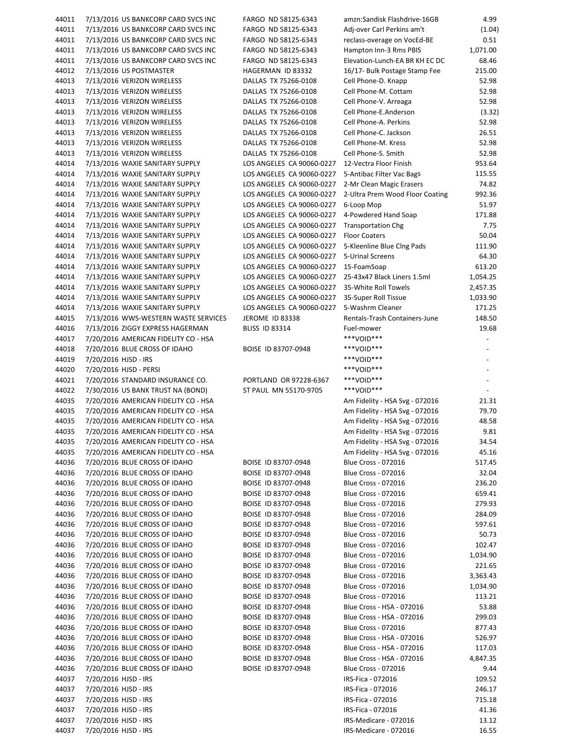| | | | | | |
|---|---|---|---|---|---|
| 44011 | 7/13/2016 | US BANKCORP CARD SVCS INC | FARGO ND 58125-6343 | amzn:Sandisk Flashdrive-16GB | 4.99 |
| 44011 | 7/13/2016 | US BANKCORP CARD SVCS INC | FARGO ND 58125-6343 | Adj-over Carl Perkins am't | (1.04) |
| 44011 | 7/13/2016 | US BANKCORP CARD SVCS INC | FARGO ND 58125-6343 | reclass-overage on VocEd-BE | 0.51 |
| 44011 | 7/13/2016 | US BANKCORP CARD SVCS INC | FARGO ND 58125-6343 | Hampton Inn-3 Rms PBIS | 1,071.00 |
| 44011 | 7/13/2016 | US BANKCORP CARD SVCS INC | FARGO ND 58125-6343 | Elevation-Lunch-EA BR KH EC DC | 68.46 |
| 44012 | 7/13/2016 | US POSTMASTER | HAGERMAN ID 83332 | 16/17- Bulk Postage Stamp Fee | 215.00 |
| 44013 | 7/13/2016 | VERIZON WIRELESS | DALLAS TX 75266-0108 | Cell Phone-D. Knapp | 52.98 |
| 44013 | 7/13/2016 | VERIZON WIRELESS | DALLAS TX 75266-0108 | Cell Phone-M. Cottam | 52.98 |
| 44013 | 7/13/2016 | VERIZON WIRELESS | DALLAS TX 75266-0108 | Cell Phone-V. Arreaga | 52.98 |
| 44013 | 7/13/2016 | VERIZON WIRELESS | DALLAS TX 75266-0108 | Cell Phone-E.Anderson | (3.32) |
| 44013 | 7/13/2016 | VERIZON WIRELESS | DALLAS TX 75266-0108 | Cell Phone-A. Perkins | 52.98 |
| 44013 | 7/13/2016 | VERIZON WIRELESS | DALLAS TX 75266-0108 | Cell Phone-C. Jackson | 26.51 |
| 44013 | 7/13/2016 | VERIZON WIRELESS | DALLAS TX 75266-0108 | Cell Phone-M. Kress | 52.98 |
| 44013 | 7/13/2016 | VERIZON WIRELESS | DALLAS TX 75266-0108 | Cell Phone-S. Smith | 52.98 |
| 44014 | 7/13/2016 | WAXIE SANITARY SUPPLY | LOS ANGELES CA 90060-0227 | 12-Vectra Floor Finish | 953.64 |
| 44014 | 7/13/2016 | WAXIE SANITARY SUPPLY | LOS ANGELES CA 90060-0227 | 5-Antibac Filter Vac Bags | 115.55 |
| 44014 | 7/13/2016 | WAXIE SANITARY SUPPLY | LOS ANGELES CA 90060-0227 | 2-Mr Clean Magic Erasers | 74.82 |
| 44014 | 7/13/2016 | WAXIE SANITARY SUPPLY | LOS ANGELES CA 90060-0227 | 2-Ultra Prem Wood Floor Coating | 992.36 |
| 44014 | 7/13/2016 | WAXIE SANITARY SUPPLY | LOS ANGELES CA 90060-0227 | 6-Loop Mop | 51.97 |
| 44014 | 7/13/2016 | WAXIE SANITARY SUPPLY | LOS ANGELES CA 90060-0227 | 4-Powdered Hand Soap | 171.88 |
| 44014 | 7/13/2016 | WAXIE SANITARY SUPPLY | LOS ANGELES CA 90060-0227 | Transportation Chg | 7.75 |
| 44014 | 7/13/2016 | WAXIE SANITARY SUPPLY | LOS ANGELES CA 90060-0227 | Floor Coaters | 50.04 |
| 44014 | 7/13/2016 | WAXIE SANITARY SUPPLY | LOS ANGELES CA 90060-0227 | 5-Kleenline Blue Clng Pads | 111.90 |
| 44014 | 7/13/2016 | WAXIE SANITARY SUPPLY | LOS ANGELES CA 90060-0227 | 5-Urinal Screens | 64.30 |
| 44014 | 7/13/2016 | WAXIE SANITARY SUPPLY | LOS ANGELES CA 90060-0227 | 15-FoamSoap | 613.20 |
| 44014 | 7/13/2016 | WAXIE SANITARY SUPPLY | LOS ANGELES CA 90060-0227 | 25-43x47 Black Liners 1.5ml | 1,054.25 |
| 44014 | 7/13/2016 | WAXIE SANITARY SUPPLY | LOS ANGELES CA 90060-0227 | 35-White Roll Towels | 2,457.35 |
| 44014 | 7/13/2016 | WAXIE SANITARY SUPPLY | LOS ANGELES CA 90060-0227 | 35-Super Roll Tissue | 1,033.90 |
| 44014 | 7/13/2016 | WAXIE SANITARY SUPPLY | LOS ANGELES CA 90060-0227 | 5-Washrm Cleaner | 171.25 |
| 44015 | 7/13/2016 | WWS-WESTERN WASTE SERVICES | JEROME ID 83338 | Rentals-Trash Containers-June | 148.50 |
| 44016 | 7/13/2016 | ZIGGY EXPRESS HAGERMAN | BLISS ID 83314 | Fuel-mower | 19.68 |
| 44017 | 7/20/2016 | AMERICAN FIDELITY CO - HSA | | ***VOID*** | - |
| 44018 | 7/20/2016 | BLUE CROSS OF IDAHO | BOISE ID 83707-0948 | ***VOID*** | - |
| 44019 | 7/20/2016 | HJSD - IRS | | ***VOID*** | - |
| 44020 | 7/20/2016 | HJSD - PERSI | | ***VOID*** | - |
| 44021 | 7/20/2016 | STANDARD INSURANCE CO. | PORTLAND OR 97228-6367 | ***VOID*** | - |
| 44022 | 7/30/2016 | US BANK TRUST NA (BOND) | ST PAUL MN 55170-9705 | ***VOID*** | - |
| 44035 | 7/20/2016 | AMERICAN FIDELITY CO - HSA | | Am Fidelity - HSA Svg - 072016 | 21.31 |
| 44035 | 7/20/2016 | AMERICAN FIDELITY CO - HSA | | Am Fidelity - HSA Svg - 072016 | 79.70 |
| 44035 | 7/20/2016 | AMERICAN FIDELITY CO - HSA | | Am Fidelity - HSA Svg - 072016 | 48.58 |
| 44035 | 7/20/2016 | AMERICAN FIDELITY CO - HSA | | Am Fidelity - HSA Svg - 072016 | 9.81 |
| 44035 | 7/20/2016 | AMERICAN FIDELITY CO - HSA | | Am Fidelity - HSA Svg - 072016 | 34.54 |
| 44035 | 7/20/2016 | AMERICAN FIDELITY CO - HSA | | Am Fidelity - HSA Svg - 072016 | 45.16 |
| 44036 | 7/20/2016 | BLUE CROSS OF IDAHO | BOISE ID 83707-0948 | Blue Cross - 072016 | 517.45 |
| 44036 | 7/20/2016 | BLUE CROSS OF IDAHO | BOISE ID 83707-0948 | Blue Cross - 072016 | 32.04 |
| 44036 | 7/20/2016 | BLUE CROSS OF IDAHO | BOISE ID 83707-0948 | Blue Cross - 072016 | 236.20 |
| 44036 | 7/20/2016 | BLUE CROSS OF IDAHO | BOISE ID 83707-0948 | Blue Cross - 072016 | 659.41 |
| 44036 | 7/20/2016 | BLUE CROSS OF IDAHO | BOISE ID 83707-0948 | Blue Cross - 072016 | 279.93 |
| 44036 | 7/20/2016 | BLUE CROSS OF IDAHO | BOISE ID 83707-0948 | Blue Cross - 072016 | 284.09 |
| 44036 | 7/20/2016 | BLUE CROSS OF IDAHO | BOISE ID 83707-0948 | Blue Cross - 072016 | 597.61 |
| 44036 | 7/20/2016 | BLUE CROSS OF IDAHO | BOISE ID 83707-0948 | Blue Cross - 072016 | 50.73 |
| 44036 | 7/20/2016 | BLUE CROSS OF IDAHO | BOISE ID 83707-0948 | Blue Cross - 072016 | 102.47 |
| 44036 | 7/20/2016 | BLUE CROSS OF IDAHO | BOISE ID 83707-0948 | Blue Cross - 072016 | 1,034.90 |
| 44036 | 7/20/2016 | BLUE CROSS OF IDAHO | BOISE ID 83707-0948 | Blue Cross - 072016 | 221.65 |
| 44036 | 7/20/2016 | BLUE CROSS OF IDAHO | BOISE ID 83707-0948 | Blue Cross - 072016 | 3,363.43 |
| 44036 | 7/20/2016 | BLUE CROSS OF IDAHO | BOISE ID 83707-0948 | Blue Cross - 072016 | 1,034.90 |
| 44036 | 7/20/2016 | BLUE CROSS OF IDAHO | BOISE ID 83707-0948 | Blue Cross - 072016 | 113.21 |
| 44036 | 7/20/2016 | BLUE CROSS OF IDAHO | BOISE ID 83707-0948 | Blue Cross - HSA - 072016 | 53.88 |
| 44036 | 7/20/2016 | BLUE CROSS OF IDAHO | BOISE ID 83707-0948 | Blue Cross - HSA - 072016 | 299.03 |
| 44036 | 7/20/2016 | BLUE CROSS OF IDAHO | BOISE ID 83707-0948 | Blue Cross - 072016 | 877.43 |
| 44036 | 7/20/2016 | BLUE CROSS OF IDAHO | BOISE ID 83707-0948 | Blue Cross - HSA - 072016 | 526.97 |
| 44036 | 7/20/2016 | BLUE CROSS OF IDAHO | BOISE ID 83707-0948 | Blue Cross - HSA - 072016 | 117.03 |
| 44036 | 7/20/2016 | BLUE CROSS OF IDAHO | BOISE ID 83707-0948 | Blue Cross - HSA - 072016 | 4,847.35 |
| 44036 | 7/20/2016 | BLUE CROSS OF IDAHO | BOISE ID 83707-0948 | Blue Cross - 072016 | 9.44 |
| 44037 | 7/20/2016 | HJSD - IRS | | IRS-Fica - 072016 | 109.52 |
| 44037 | 7/20/2016 | HJSD - IRS | | IRS-Fica - 072016 | 246.17 |
| 44037 | 7/20/2016 | HJSD - IRS | | IRS-Fica - 072016 | 715.18 |
| 44037 | 7/20/2016 | HJSD - IRS | | IRS-Fica - 072016 | 41.36 |
| 44037 | 7/20/2016 | HJSD - IRS | | IRS-Medicare - 072016 | 13.12 |
| 44037 | 7/20/2016 | HJSD - IRS | | IRS-Medicare - 072016 | 16.55 |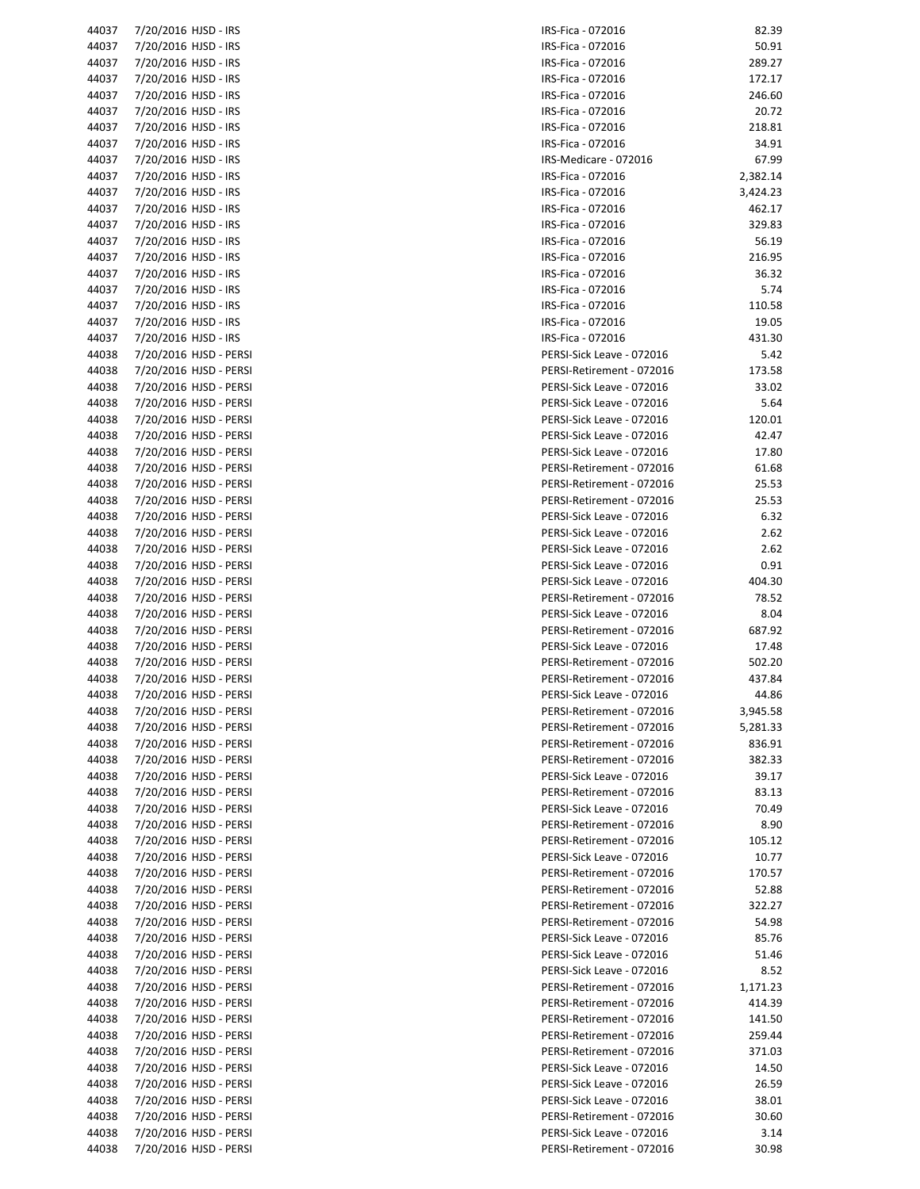| | | | | |
|---|---|---|---|---|
| 44037 | 7/20/2016 | HJSD - IRS | IRS-Fica - 072016 | 82.39 |
| 44037 | 7/20/2016 | HJSD - IRS | IRS-Fica - 072016 | 50.91 |
| 44037 | 7/20/2016 | HJSD - IRS | IRS-Fica - 072016 | 289.27 |
| 44037 | 7/20/2016 | HJSD - IRS | IRS-Fica - 072016 | 172.17 |
| 44037 | 7/20/2016 | HJSD - IRS | IRS-Fica - 072016 | 246.60 |
| 44037 | 7/20/2016 | HJSD - IRS | IRS-Fica - 072016 | 20.72 |
| 44037 | 7/20/2016 | HJSD - IRS | IRS-Fica - 072016 | 218.81 |
| 44037 | 7/20/2016 | HJSD - IRS | IRS-Fica - 072016 | 34.91 |
| 44037 | 7/20/2016 | HJSD - IRS | IRS-Medicare - 072016 | 67.99 |
| 44037 | 7/20/2016 | HJSD - IRS | IRS-Fica - 072016 | 2,382.14 |
| 44037 | 7/20/2016 | HJSD - IRS | IRS-Fica - 072016 | 3,424.23 |
| 44037 | 7/20/2016 | HJSD - IRS | IRS-Fica - 072016 | 462.17 |
| 44037 | 7/20/2016 | HJSD - IRS | IRS-Fica - 072016 | 329.83 |
| 44037 | 7/20/2016 | HJSD - IRS | IRS-Fica - 072016 | 56.19 |
| 44037 | 7/20/2016 | HJSD - IRS | IRS-Fica - 072016 | 216.95 |
| 44037 | 7/20/2016 | HJSD - IRS | IRS-Fica - 072016 | 36.32 |
| 44037 | 7/20/2016 | HJSD - IRS | IRS-Fica - 072016 | 5.74 |
| 44037 | 7/20/2016 | HJSD - IRS | IRS-Fica - 072016 | 110.58 |
| 44037 | 7/20/2016 | HJSD - IRS | IRS-Fica - 072016 | 19.05 |
| 44037 | 7/20/2016 | HJSD - IRS | IRS-Fica - 072016 | 431.30 |
| 44038 | 7/20/2016 | HJSD - PERSI | PERSI-Sick Leave - 072016 | 5.42 |
| 44038 | 7/20/2016 | HJSD - PERSI | PERSI-Retirement - 072016 | 173.58 |
| 44038 | 7/20/2016 | HJSD - PERSI | PERSI-Sick Leave - 072016 | 33.02 |
| 44038 | 7/20/2016 | HJSD - PERSI | PERSI-Sick Leave - 072016 | 5.64 |
| 44038 | 7/20/2016 | HJSD - PERSI | PERSI-Sick Leave - 072016 | 120.01 |
| 44038 | 7/20/2016 | HJSD - PERSI | PERSI-Sick Leave - 072016 | 42.47 |
| 44038 | 7/20/2016 | HJSD - PERSI | PERSI-Sick Leave - 072016 | 17.80 |
| 44038 | 7/20/2016 | HJSD - PERSI | PERSI-Retirement - 072016 | 61.68 |
| 44038 | 7/20/2016 | HJSD - PERSI | PERSI-Retirement - 072016 | 25.53 |
| 44038 | 7/20/2016 | HJSD - PERSI | PERSI-Retirement - 072016 | 25.53 |
| 44038 | 7/20/2016 | HJSD - PERSI | PERSI-Sick Leave - 072016 | 6.32 |
| 44038 | 7/20/2016 | HJSD - PERSI | PERSI-Sick Leave - 072016 | 2.62 |
| 44038 | 7/20/2016 | HJSD - PERSI | PERSI-Sick Leave - 072016 | 2.62 |
| 44038 | 7/20/2016 | HJSD - PERSI | PERSI-Sick Leave - 072016 | 0.91 |
| 44038 | 7/20/2016 | HJSD - PERSI | PERSI-Sick Leave - 072016 | 404.30 |
| 44038 | 7/20/2016 | HJSD - PERSI | PERSI-Retirement - 072016 | 78.52 |
| 44038 | 7/20/2016 | HJSD - PERSI | PERSI-Sick Leave - 072016 | 8.04 |
| 44038 | 7/20/2016 | HJSD - PERSI | PERSI-Retirement - 072016 | 687.92 |
| 44038 | 7/20/2016 | HJSD - PERSI | PERSI-Sick Leave - 072016 | 17.48 |
| 44038 | 7/20/2016 | HJSD - PERSI | PERSI-Retirement - 072016 | 502.20 |
| 44038 | 7/20/2016 | HJSD - PERSI | PERSI-Retirement - 072016 | 437.84 |
| 44038 | 7/20/2016 | HJSD - PERSI | PERSI-Sick Leave - 072016 | 44.86 |
| 44038 | 7/20/2016 | HJSD - PERSI | PERSI-Retirement - 072016 | 3,945.58 |
| 44038 | 7/20/2016 | HJSD - PERSI | PERSI-Retirement - 072016 | 5,281.33 |
| 44038 | 7/20/2016 | HJSD - PERSI | PERSI-Retirement - 072016 | 836.91 |
| 44038 | 7/20/2016 | HJSD - PERSI | PERSI-Retirement - 072016 | 382.33 |
| 44038 | 7/20/2016 | HJSD - PERSI | PERSI-Sick Leave - 072016 | 39.17 |
| 44038 | 7/20/2016 | HJSD - PERSI | PERSI-Retirement - 072016 | 83.13 |
| 44038 | 7/20/2016 | HJSD - PERSI | PERSI-Sick Leave - 072016 | 70.49 |
| 44038 | 7/20/2016 | HJSD - PERSI | PERSI-Retirement - 072016 | 8.90 |
| 44038 | 7/20/2016 | HJSD - PERSI | PERSI-Retirement - 072016 | 105.12 |
| 44038 | 7/20/2016 | HJSD - PERSI | PERSI-Sick Leave - 072016 | 10.77 |
| 44038 | 7/20/2016 | HJSD - PERSI | PERSI-Retirement - 072016 | 170.57 |
| 44038 | 7/20/2016 | HJSD - PERSI | PERSI-Retirement - 072016 | 52.88 |
| 44038 | 7/20/2016 | HJSD - PERSI | PERSI-Retirement - 072016 | 322.27 |
| 44038 | 7/20/2016 | HJSD - PERSI | PERSI-Retirement - 072016 | 54.98 |
| 44038 | 7/20/2016 | HJSD - PERSI | PERSI-Sick Leave - 072016 | 85.76 |
| 44038 | 7/20/2016 | HJSD - PERSI | PERSI-Sick Leave - 072016 | 51.46 |
| 44038 | 7/20/2016 | HJSD - PERSI | PERSI-Sick Leave - 072016 | 8.52 |
| 44038 | 7/20/2016 | HJSD - PERSI | PERSI-Retirement - 072016 | 1,171.23 |
| 44038 | 7/20/2016 | HJSD - PERSI | PERSI-Retirement - 072016 | 414.39 |
| 44038 | 7/20/2016 | HJSD - PERSI | PERSI-Retirement - 072016 | 141.50 |
| 44038 | 7/20/2016 | HJSD - PERSI | PERSI-Retirement - 072016 | 259.44 |
| 44038 | 7/20/2016 | HJSD - PERSI | PERSI-Retirement - 072016 | 371.03 |
| 44038 | 7/20/2016 | HJSD - PERSI | PERSI-Sick Leave - 072016 | 14.50 |
| 44038 | 7/20/2016 | HJSD - PERSI | PERSI-Sick Leave - 072016 | 26.59 |
| 44038 | 7/20/2016 | HJSD - PERSI | PERSI-Sick Leave - 072016 | 38.01 |
| 44038 | 7/20/2016 | HJSD - PERSI | PERSI-Retirement - 072016 | 30.60 |
| 44038 | 7/20/2016 | HJSD - PERSI | PERSI-Sick Leave - 072016 | 3.14 |
| 44038 | 7/20/2016 | HJSD - PERSI | PERSI-Retirement - 072016 | 30.98 |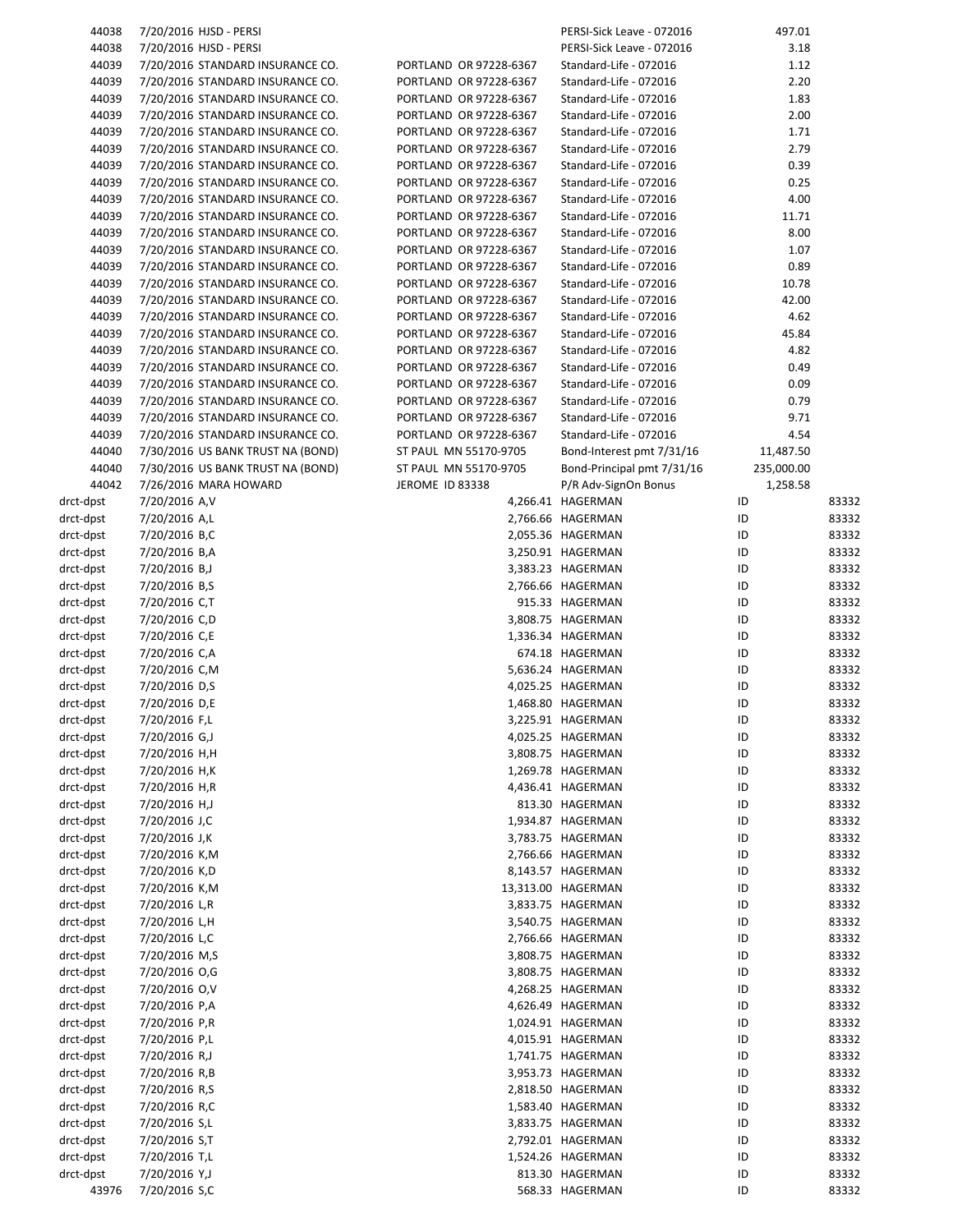| | | | | | | |
|---|---|---|---|---|---|---|
| 44038 | 7/20/2016 HJSD - PERSI | | PERSI-Sick Leave - 072016 | 497.01 | | |
| 44038 | 7/20/2016 HJSD - PERSI | | PERSI-Sick Leave - 072016 | 3.18 | | |
| 44039 | 7/20/2016 STANDARD INSURANCE CO. | PORTLAND OR 97228-6367 | Standard-Life - 072016 | 1.12 | | |
| 44039 | 7/20/2016 STANDARD INSURANCE CO. | PORTLAND OR 97228-6367 | Standard-Life - 072016 | 2.20 | | |
| 44039 | 7/20/2016 STANDARD INSURANCE CO. | PORTLAND OR 97228-6367 | Standard-Life - 072016 | 1.83 | | |
| 44039 | 7/20/2016 STANDARD INSURANCE CO. | PORTLAND OR 97228-6367 | Standard-Life - 072016 | 2.00 | | |
| 44039 | 7/20/2016 STANDARD INSURANCE CO. | PORTLAND OR 97228-6367 | Standard-Life - 072016 | 1.71 | | |
| 44039 | 7/20/2016 STANDARD INSURANCE CO. | PORTLAND OR 97228-6367 | Standard-Life - 072016 | 2.79 | | |
| 44039 | 7/20/2016 STANDARD INSURANCE CO. | PORTLAND OR 97228-6367 | Standard-Life - 072016 | 0.39 | | |
| 44039 | 7/20/2016 STANDARD INSURANCE CO. | PORTLAND OR 97228-6367 | Standard-Life - 072016 | 0.25 | | |
| 44039 | 7/20/2016 STANDARD INSURANCE CO. | PORTLAND OR 97228-6367 | Standard-Life - 072016 | 4.00 | | |
| 44039 | 7/20/2016 STANDARD INSURANCE CO. | PORTLAND OR 97228-6367 | Standard-Life - 072016 | 11.71 | | |
| 44039 | 7/20/2016 STANDARD INSURANCE CO. | PORTLAND OR 97228-6367 | Standard-Life - 072016 | 8.00 | | |
| 44039 | 7/20/2016 STANDARD INSURANCE CO. | PORTLAND OR 97228-6367 | Standard-Life - 072016 | 1.07 | | |
| 44039 | 7/20/2016 STANDARD INSURANCE CO. | PORTLAND OR 97228-6367 | Standard-Life - 072016 | 0.89 | | |
| 44039 | 7/20/2016 STANDARD INSURANCE CO. | PORTLAND OR 97228-6367 | Standard-Life - 072016 | 10.78 | | |
| 44039 | 7/20/2016 STANDARD INSURANCE CO. | PORTLAND OR 97228-6367 | Standard-Life - 072016 | 42.00 | | |
| 44039 | 7/20/2016 STANDARD INSURANCE CO. | PORTLAND OR 97228-6367 | Standard-Life - 072016 | 4.62 | | |
| 44039 | 7/20/2016 STANDARD INSURANCE CO. | PORTLAND OR 97228-6367 | Standard-Life - 072016 | 45.84 | | |
| 44039 | 7/20/2016 STANDARD INSURANCE CO. | PORTLAND OR 97228-6367 | Standard-Life - 072016 | 4.82 | | |
| 44039 | 7/20/2016 STANDARD INSURANCE CO. | PORTLAND OR 97228-6367 | Standard-Life - 072016 | 0.49 | | |
| 44039 | 7/20/2016 STANDARD INSURANCE CO. | PORTLAND OR 97228-6367 | Standard-Life - 072016 | 0.09 | | |
| 44039 | 7/20/2016 STANDARD INSURANCE CO. | PORTLAND OR 97228-6367 | Standard-Life - 072016 | 0.79 | | |
| 44039 | 7/20/2016 STANDARD INSURANCE CO. | PORTLAND OR 97228-6367 | Standard-Life - 072016 | 9.71 | | |
| 44039 | 7/20/2016 STANDARD INSURANCE CO. | PORTLAND OR 97228-6367 | Standard-Life - 072016 | 4.54 | | |
| 44040 | 7/30/2016 US BANK TRUST NA (BOND) | ST PAUL MN 55170-9705 | Bond-Interest pmt 7/31/16 | 11,487.50 | | |
| 44040 | 7/30/2016 US BANK TRUST NA (BOND) | ST PAUL MN 55170-9705 | Bond-Principal pmt 7/31/16 | 235,000.00 | | |
| 44042 | 7/26/2016 MARA HOWARD | JEROME ID 83338 | P/R Adv-SignOn Bonus | 1,258.58 | | |
| drct-dpst | 7/20/2016 A,V | 4,266.41 | HAGERMAN | | ID | 83332 |
| drct-dpst | 7/20/2016 A,L | 2,766.66 | HAGERMAN | | ID | 83332 |
| drct-dpst | 7/20/2016 B,C | 2,055.36 | HAGERMAN | | ID | 83332 |
| drct-dpst | 7/20/2016 B,A | 3,250.91 | HAGERMAN | | ID | 83332 |
| drct-dpst | 7/20/2016 B,J | 3,383.23 | HAGERMAN | | ID | 83332 |
| drct-dpst | 7/20/2016 B,S | 2,766.66 | HAGERMAN | | ID | 83332 |
| drct-dpst | 7/20/2016 C,T | 915.33 | HAGERMAN | | ID | 83332 |
| drct-dpst | 7/20/2016 C,D | 3,808.75 | HAGERMAN | | ID | 83332 |
| drct-dpst | 7/20/2016 C,E | 1,336.34 | HAGERMAN | | ID | 83332 |
| drct-dpst | 7/20/2016 C,A | 674.18 | HAGERMAN | | ID | 83332 |
| drct-dpst | 7/20/2016 C,M | 5,636.24 | HAGERMAN | | ID | 83332 |
| drct-dpst | 7/20/2016 D,S | 4,025.25 | HAGERMAN | | ID | 83332 |
| drct-dpst | 7/20/2016 D,E | 1,468.80 | HAGERMAN | | ID | 83332 |
| drct-dpst | 7/20/2016 F,L | 3,225.91 | HAGERMAN | | ID | 83332 |
| drct-dpst | 7/20/2016 G,J | 4,025.25 | HAGERMAN | | ID | 83332 |
| drct-dpst | 7/20/2016 H,H | 3,808.75 | HAGERMAN | | ID | 83332 |
| drct-dpst | 7/20/2016 H,K | 1,269.78 | HAGERMAN | | ID | 83332 |
| drct-dpst | 7/20/2016 H,R | 4,436.41 | HAGERMAN | | ID | 83332 |
| drct-dpst | 7/20/2016 H,J | 813.30 | HAGERMAN | | ID | 83332 |
| drct-dpst | 7/20/2016 J,C | 1,934.87 | HAGERMAN | | ID | 83332 |
| drct-dpst | 7/20/2016 J,K | 3,783.75 | HAGERMAN | | ID | 83332 |
| drct-dpst | 7/20/2016 K,M | 2,766.66 | HAGERMAN | | ID | 83332 |
| drct-dpst | 7/20/2016 K,D | 8,143.57 | HAGERMAN | | ID | 83332 |
| drct-dpst | 7/20/2016 K,M | 13,313.00 | HAGERMAN | | ID | 83332 |
| drct-dpst | 7/20/2016 L,R | 3,833.75 | HAGERMAN | | ID | 83332 |
| drct-dpst | 7/20/2016 L,H | 3,540.75 | HAGERMAN | | ID | 83332 |
| drct-dpst | 7/20/2016 L,C | 2,766.66 | HAGERMAN | | ID | 83332 |
| drct-dpst | 7/20/2016 M,S | 3,808.75 | HAGERMAN | | ID | 83332 |
| drct-dpst | 7/20/2016 O,G | 3,808.75 | HAGERMAN | | ID | 83332 |
| drct-dpst | 7/20/2016 O,V | 4,268.25 | HAGERMAN | | ID | 83332 |
| drct-dpst | 7/20/2016 P,A | 4,626.49 | HAGERMAN | | ID | 83332 |
| drct-dpst | 7/20/2016 P,R | 1,024.91 | HAGERMAN | | ID | 83332 |
| drct-dpst | 7/20/2016 P,L | 4,015.91 | HAGERMAN | | ID | 83332 |
| drct-dpst | 7/20/2016 R,J | 1,741.75 | HAGERMAN | | ID | 83332 |
| drct-dpst | 7/20/2016 R,B | 3,953.73 | HAGERMAN | | ID | 83332 |
| drct-dpst | 7/20/2016 R,S | 2,818.50 | HAGERMAN | | ID | 83332 |
| drct-dpst | 7/20/2016 R,C | 1,583.40 | HAGERMAN | | ID | 83332 |
| drct-dpst | 7/20/2016 S,L | 3,833.75 | HAGERMAN | | ID | 83332 |
| drct-dpst | 7/20/2016 S,T | 2,792.01 | HAGERMAN | | ID | 83332 |
| drct-dpst | 7/20/2016 T,L | 1,524.26 | HAGERMAN | | ID | 83332 |
| drct-dpst | 7/20/2016 Y,J | 813.30 | HAGERMAN | | ID | 83332 |
| 43976 | 7/20/2016 S,C | 568.33 | HAGERMAN | | ID | 83332 |